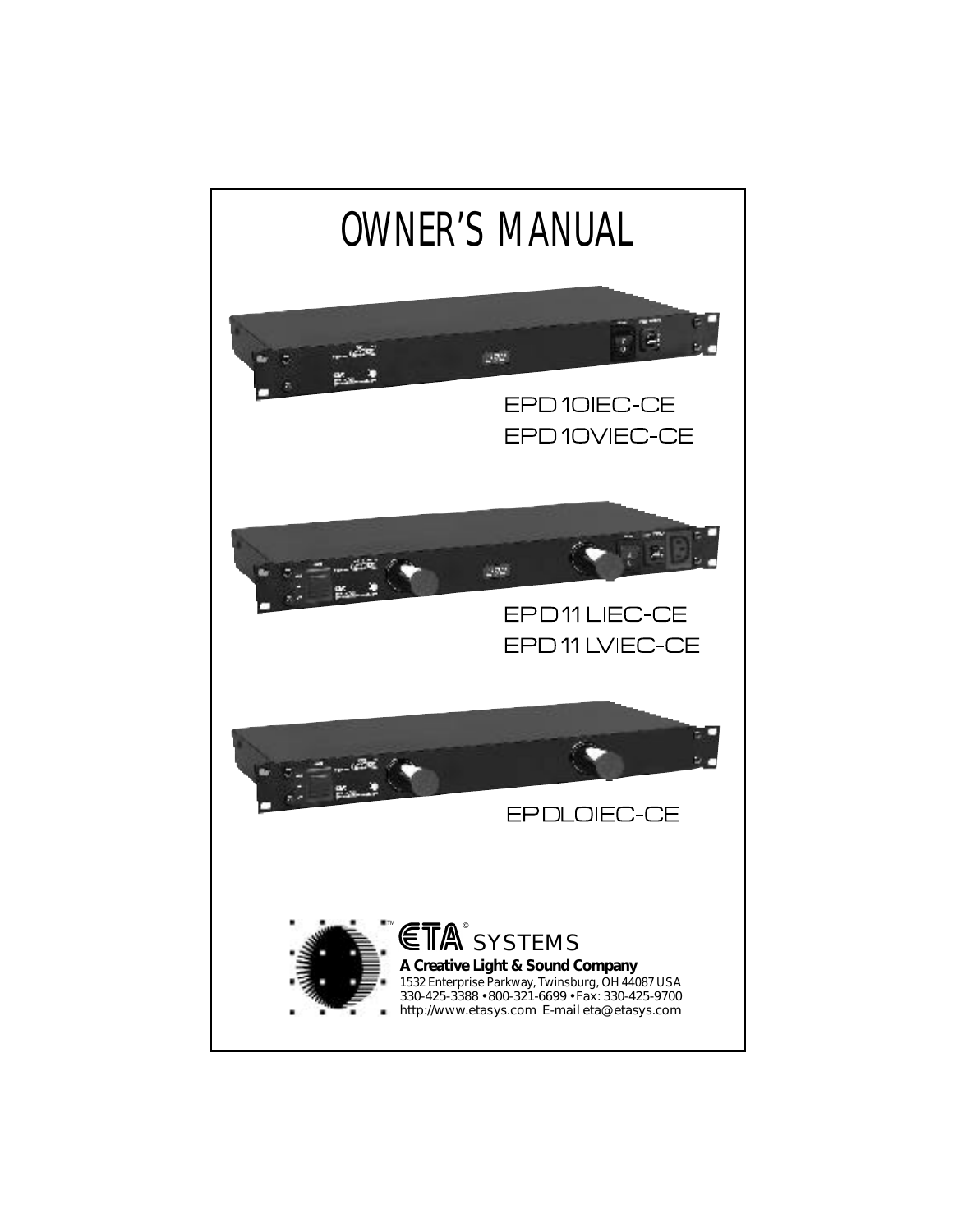# OWNER'S MANUAL

EPD10IEC-CE
EPD10VIEC-CE

EPD11LIEC-CE
EPD11LVIEC-CE

EPDLOIEC-CE

ETA® SYSTEMS

**A Creative Light & Sound Company**

1532 Enterprise Parkway, Twinsburg, OH 44087 USA
330-425-3388 • 800-321-6699 • Fax: 330-425-9700
http://www.etasys.com E-mail eta@etasys.com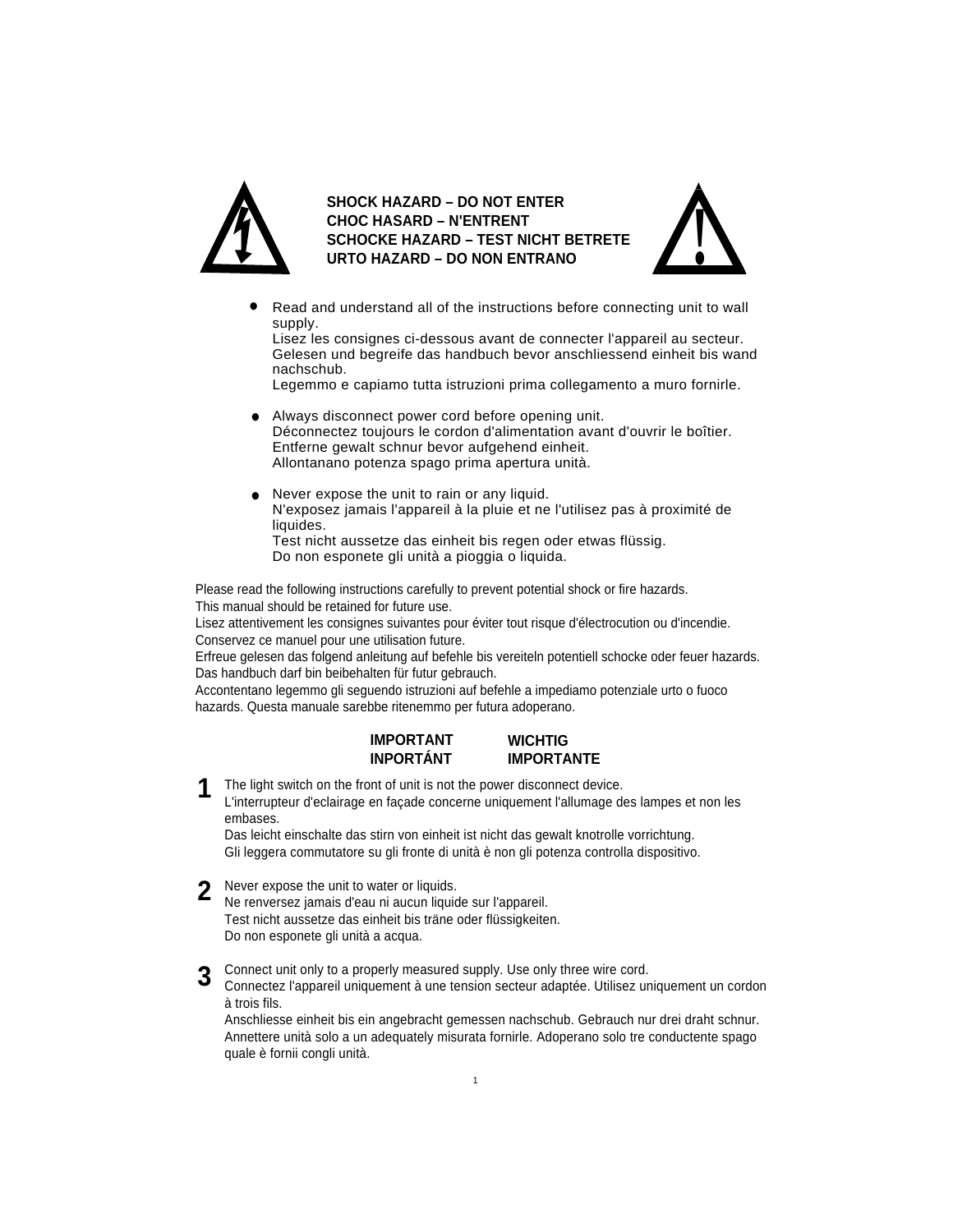**SHOCK HAZARD – DO NOT ENTER**
**CHOC HASARD – N'ENTRENT**
**SCHOCKE HAZARD – TEST NICHT BETRETE**
**URTO HAZARD – DO NON ENTRANO**

- Read and understand all of the instructions before connecting unit to wall supply.
  Lisez les consignes ci-dessous avant de connecter l'appareil au secteur.
  Gelesen und begreife das handbuch bevor anschliessend einheit bis wand nachschub.
  Legemmo e capiamo tutta istruzioni prima collegamento a muro fornirle.

- Always disconnect power cord before opening unit.
  Déconnectez toujours le cordon d'alimentation avant d'ouvrir le boîtier.
  Entferne gewalt schnur bevor aufgehend einheit.
  Allontanano potenza spago prima apertura unità.

- Never expose the unit to rain or any liquid.
  N'exposez jamais l'appareil à la pluie et ne l'utilisez pas à proximité de liquides.
  Test nicht aussetze das einheit bis regen oder etwas flüssig.
  Do non esponete gli unità a pioggia o liquida.

Please read the following instructions carefully to prevent potential shock or fire hazards.
This manual should be retained for future use.
Lisez attentivement les consignes suivantes pour éviter tout risque d'électrocution ou d'incendie.
Conservez ce manuel pour une utilisation future.
Erfreue gelesen das folgend anleitung auf befehle bis vereiteln potentiell schocke oder feuer hazards.
Das handbuch darf bin beibehalten für futur gebrauch.
Accontentano legemmo gli seguendo istruzioni auf befehle a impediamo potenziale urto o fuoco hazards. Questa manuale sarebbe ritenemmo per futura adoperano.

**IMPORTANT** **WICHTIG**
**INPORTÁNT** **IMPORTANTE**

**1** The light switch on the front of unit is not the power disconnect device.
L'interrupteur d'eclairage en façade concerne uniquement l'allumage des lampes et non les embases.
Das leicht einschalte das stirn von einheit ist nicht das gewalt knotrolle vorrichtung.
Gli leggera commutatore su gli fronte di unità è non gli potenza controlla dispositivo.

**2** Never expose the unit to water or liquids.
Ne renversez jamais d'eau ni aucun liquide sur l'appareil.
Test nicht aussetze das einheit bis träne oder flüssigkeiten.
Do non esponete gli unità a acqua.

**3** Connect unit only to a properly measured supply. Use only three wire cord.
Connectez l'appareil uniquement à une tension secteur adaptée. Utilisez uniquement un cordon à trois fils.
Anschliesse einheit bis ein angebracht gemessen nachschub. Gebrauch nur drei draht schnur.
Annettere unità solo a un adequately misurata fornirle. Adoperano solo tre conductente spago quale è fornii congli unità.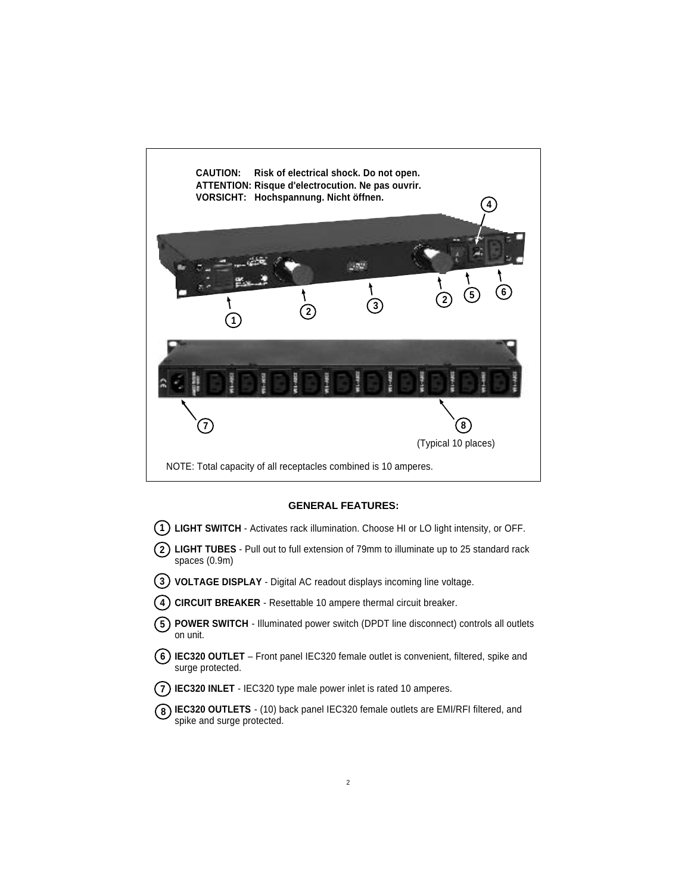CAUTION: Risk of electrical shock. Do not open.
ATTENTION: Risque d'electrocution. Ne pas ouvrir.
VORSICHT: Hochspannung. Nicht öffnen.

(Typical 10 places)

NOTE: Total capacity of all receptacles combined is 10 amperes.

## GENERAL FEATURES:

1. **LIGHT SWITCH** - Activates rack illumination. Choose HI or LO light intensity, or OFF.
2. **LIGHT TUBES** - Pull out to full extension of 79mm to illuminate up to 25 standard rack spaces (0.9m)
3. **VOLTAGE DISPLAY** - Digital AC readout displays incoming line voltage.
4. **CIRCUIT BREAKER** - Resettable 10 ampere thermal circuit breaker.
5. **POWER SWITCH** - Illuminated power switch (DPDT line disconnect) controls all outlets on unit.
6. **IEC320 OUTLET** – Front panel IEC320 female outlet is convenient, filtered, spike and surge protected.
7. **IEC320 INLET** - IEC320 type male power inlet is rated 10 amperes.
8. **IEC320 OUTLETS** - (10) back panel IEC320 female outlets are EMI/RFI filtered, and spike and surge protected.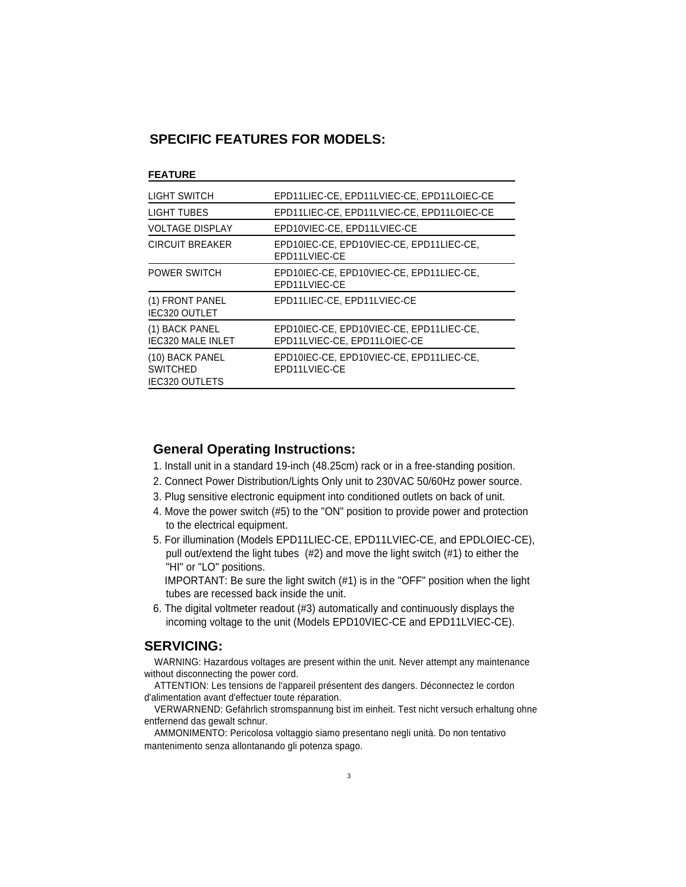## SPECIFIC FEATURES FOR MODELS:

| FEATURE | |
|---|---|
| LIGHT SWITCH | EPD11LIEC-CE, EPD11LVIEC-CE, EPD11LOIEC-CE |
| LIGHT TUBES | EPD11LIEC-CE, EPD11LVIEC-CE, EPD11LOIEC-CE |
| VOLTAGE DISPLAY | EPD10VIEC-CE, EPD11LVIEC-CE |
| CIRCUIT BREAKER | EPD10IEC-CE, EPD10VIEC-CE, EPD11LIEC-CE, EPD11LVIEC-CE |
| POWER SWITCH | EPD10IEC-CE, EPD10VIEC-CE, EPD11LIEC-CE, EPD11LVIEC-CE |
| (1) FRONT PANEL IEC320 OUTLET | EPD11LIEC-CE, EPD11LVIEC-CE |
| (1) BACK PANEL IEC320 MALE INLET | EPD10IEC-CE, EPD10VIEC-CE, EPD11LIEC-CE, EPD11LVIEC-CE, EPD11LOIEC-CE |
| (10) BACK PANEL SWITCHED IEC320 OUTLETS | EPD10IEC-CE, EPD10VIEC-CE, EPD11LIEC-CE, EPD11LVIEC-CE |

## General Operating Instructions:

1. Install unit in a standard 19-inch (48.25cm) rack or in a free-standing position.
2. Connect Power Distribution/Lights Only unit to 230VAC 50/60Hz power source.
3. Plug sensitive electronic equipment into conditioned outlets on back of unit.
4. Move the power switch (#5) to the "ON" position to provide power and protection to the electrical equipment.
5. For illumination (Models EPD11LIEC-CE, EPD11LVIEC-CE, and EPDLOIEC-CE), pull out/extend the light tubes (#2) and move the light switch (#1) to either the "HI" or "LO" positions.
   IMPORTANT: Be sure the light switch (#1) is in the "OFF" position when the light tubes are recessed back inside the unit.
6. The digital voltmeter readout (#3) automatically and continuously displays the incoming voltage to the unit (Models EPD10VIEC-CE and EPD11LVIEC-CE).

## SERVICING:

WARNING: Hazardous voltages are present within the unit. Never attempt any maintenance without disconnecting the power cord.

ATTENTION: Les tensions de l'appareil présentent des dangers. Déconnectez le cordon d'alimentation avant d'effectuer toute réparation.

VERWARNEND: Gefährlich stromspannung bist im einheit. Test nicht versuch erhaltung ohne entfernend das gewalt schnur.

AMMONIMENTO: Pericolosa voltaggio siamo presentano negli unità. Do non tentativo mantenimento senza allontanando gli potenza spago.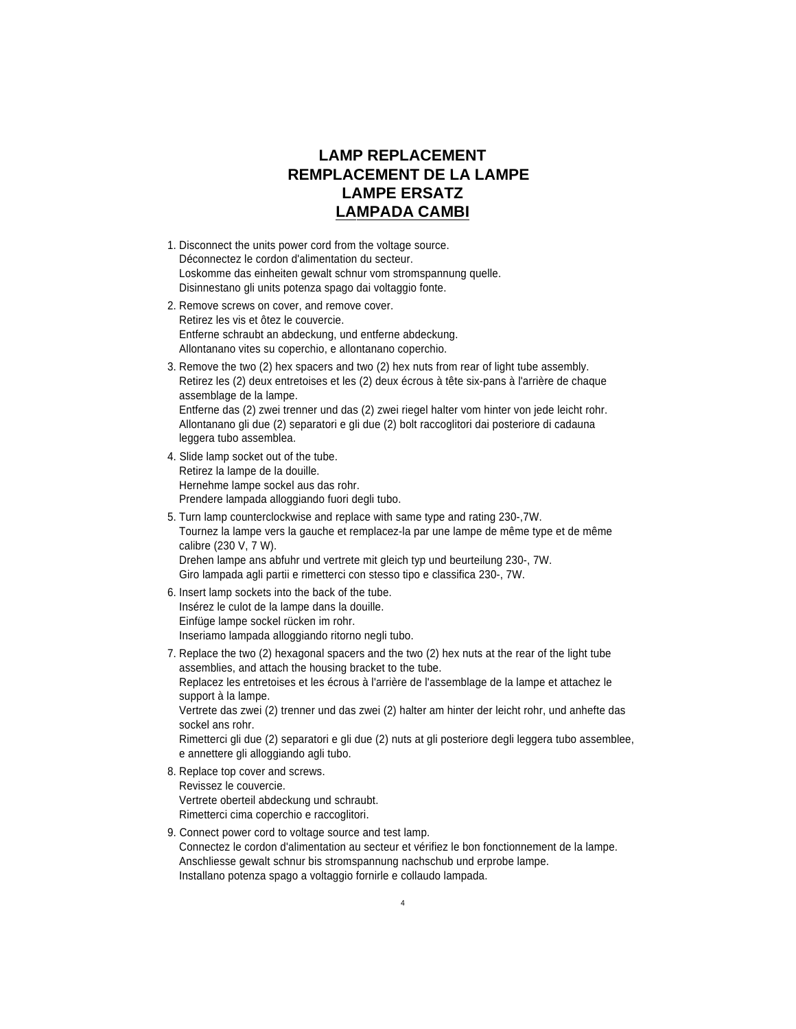# LAMP REPLACEMENT
# REMPLACEMENT DE LA LAMPE
# LAMPE ERSATZ
# LAMPADA CAMBI

1. Disconnect the units power cord from the voltage source.
   Déconnectez le cordon d'alimentation du secteur.
   Loskomme das einheiten gewalt schnur vom stromspannung quelle.
   Disinnestano gli units potenza spago dai voltaggio fonte.
2. Remove screws on cover, and remove cover.
   Retirez les vis et ôtez le couvercie.
   Entferne schraubt an abdeckung, und entferne abdeckung.
   Allontanano vites su coperchio, e allontanano coperchio.
3. Remove the two (2) hex spacers and two (2) hex nuts from rear of light tube assembly.
   Retirez les (2) deux entretoises et les (2) deux écrous à tête six-pans à l'arrière de chaque assemblage de la lampe.
   Entferne das (2) zwei trenner und das (2) zwei riegel halter vom hinter von jede leicht rohr.
   Allontanano gli due (2) separatori e gli due (2) bolt raccoglitori dai posteriore di cadauna leggera tubo assemblea.
4. Slide lamp socket out of the tube.
   Retirez la lampe de la douille.
   Hernehme lampe sockel aus das rohr.
   Prendere lampada alloggiando fuori degli tubo.
5. Turn lamp counterclockwise and replace with same type and rating 230-,7W.
   Tournez la lampe vers la gauche et remplacez-la par une lampe de même type et de même calibre (230 V, 7 W).
   Drehen lampe ans abfuhr und vertrete mit gleich typ und beurteilung 230-, 7W.
   Giro lampada agli partii e rimetterci con stesso tipo e classifica 230-, 7W.
6. Insert lamp sockets into the back of the tube.
   Insérez le culot de la lampe dans la douille.
   Einfüge lampe sockel rücken im rohr.
   Inseriamo lampada alloggiando ritorno negli tubo.
7. Replace the two (2) hexagonal spacers and the two (2) hex nuts at the rear of the light tube assemblies, and attach the housing bracket to the tube.
   Replacez les entretoises et les écrous à l'arrière de l'assemblage de la lampe et attachez le support à la lampe.
   Vertrete das zwei (2) trenner und das zwei (2) halter am hinter der leicht rohr, und anhefte das sockel ans rohr.
   Rimetterci gli due (2) separatori e gli due (2) nuts at gli posteriore degli leggera tubo assemblee, e annettere gli alloggiando agli tubo.
8. Replace top cover and screws.
   Revissez le couvercie.
   Vertrete oberteil abdeckung und schraubt.
   Rimetterci cima coperchio e raccoglitori.
9. Connect power cord to voltage source and test lamp.
   Connectez le cordon d'alimentation au secteur et vérifiez le bon fonctionnement de la lampe.
   Anschliesse gewalt schnur bis stromspannung nachschub und erprobe lampe.
   Installano potenza spago a voltaggio fornirle e collaudo lampada.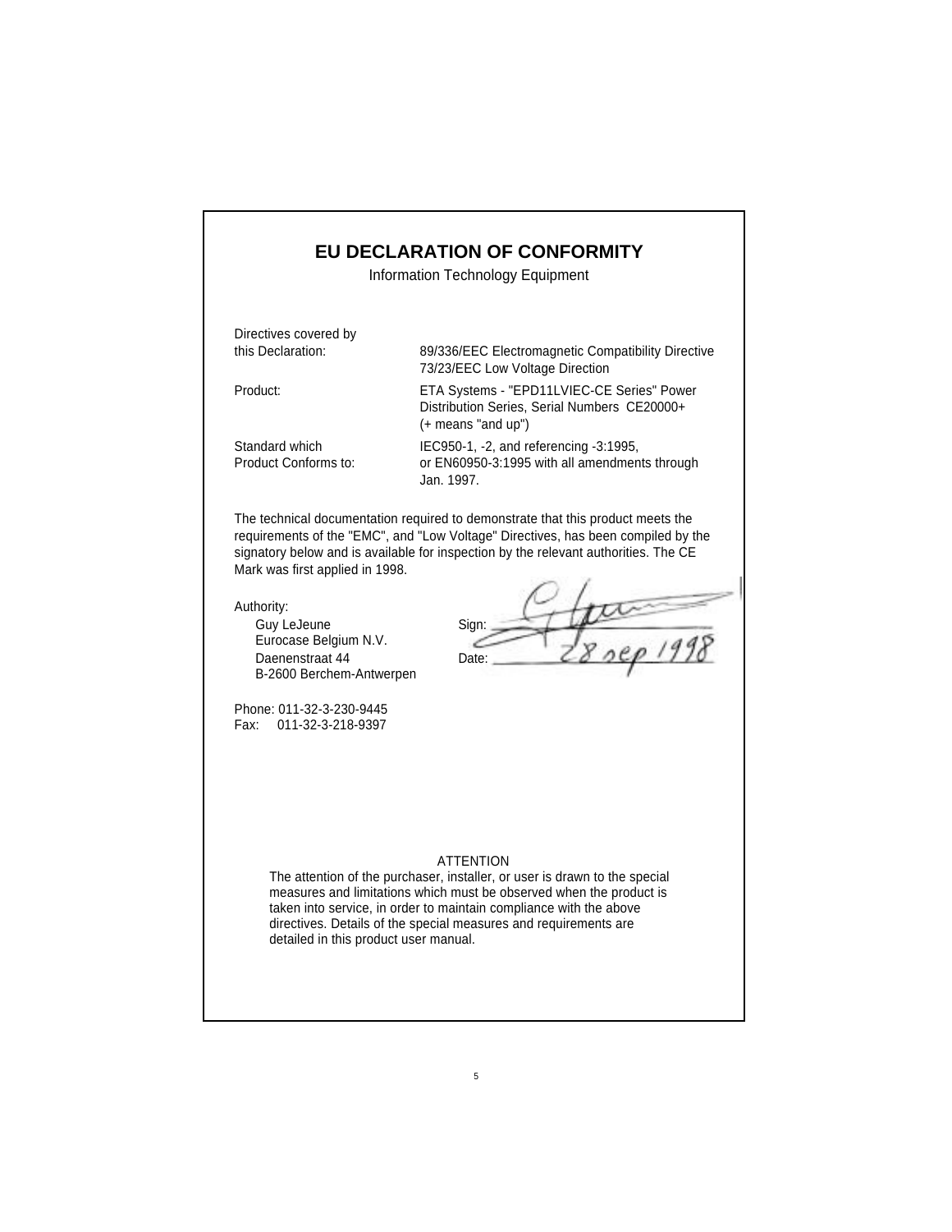# EU DECLARATION OF CONFORMITY

Information Technology Equipment

| | |
|---|---|
| Directives covered by this Declaration: | 89/336/EEC Electromagnetic Compatibility Directive<br>73/23/EEC Low Voltage Direction |
| Product: | ETA Systems - "EPD11LVIEC-CE Series" Power Distribution Series, Serial Numbers CE20000+ (+ means "and up") |
| Standard which Product Conforms to: | IEC950-1, -2, and referencing -3:1995, or EN60950-3:1995 with all amendments through Jan. 1997. |

The technical documentation required to demonstrate that this product meets the requirements of the "EMC", and "Low Voltage" Directives, has been compiled by the signatory below and is available for inspection by the relevant authorities. The CE Mark was first applied in 1998.

Authority:

Guy LeJeune
Eurocase Belgium N.V.
Daenenstraat 44
B-2600 Berchem-Antwerpen

Sign: [signature]

Date: 28 sep 1998

Phone: 011-32-3-230-9445
Fax: 011-32-3-218-9397

ATTENTION

The attention of the purchaser, installer, or user is drawn to the special measures and limitations which must be observed when the product is taken into service, in order to maintain compliance with the above directives. Details of the special measures and requirements are detailed in this product user manual.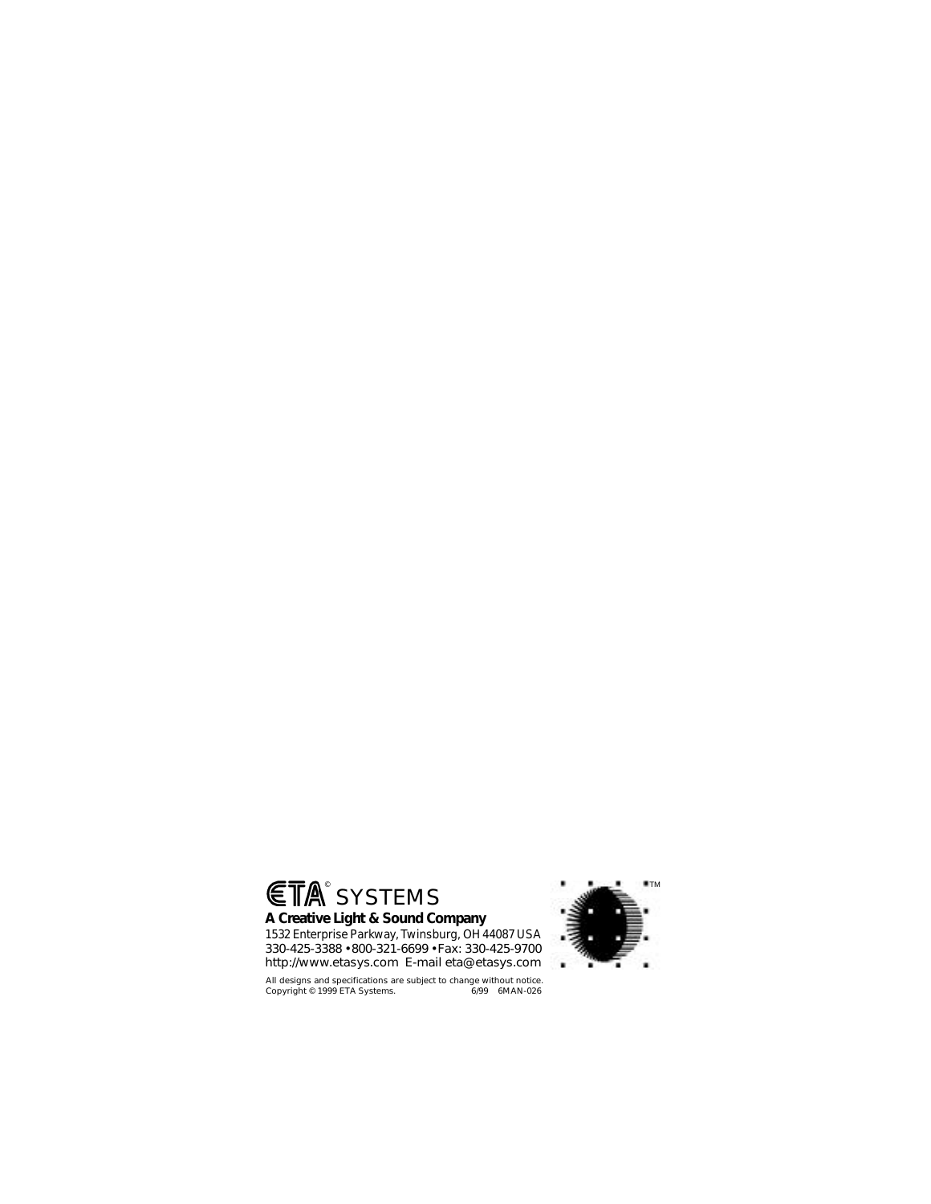ETA© SYSTEMS

**A Creative Light & Sound Company**

1532 Enterprise Parkway, Twinsburg, OH 44087 USA
330-425-3388 • 800-321-6699 • Fax: 330-425-9700
http://www.etasys.com  E-mail eta@etasys.com

All designs and specifications are subject to change without notice.
Copyright © 1999 ETA Systems.  6/99  6MAN-026